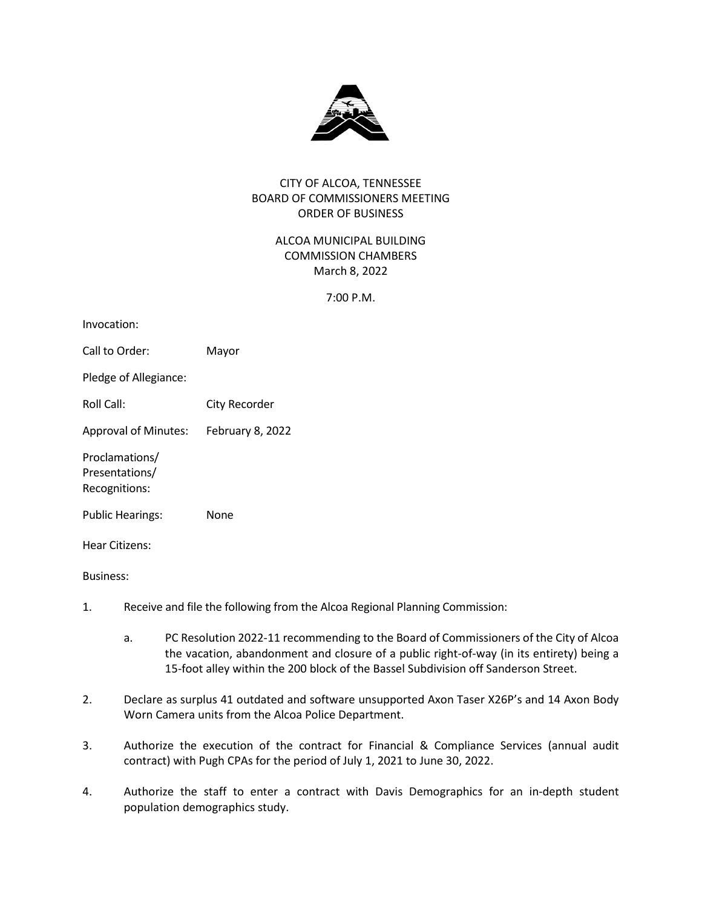# CITY OF ALCOA, TENNESSEE
## BOARD OF COMMISSIONERS MEETING
## ORDER OF BUSINESS

ALCOA MUNICIPAL BUILDING
COMMISSION CHAMBERS
March 8, 2022

7:00 P.M.

Invocation:

Call to Order: Mayor

Pledge of Allegiance:

Roll Call: City Recorder

Approval of Minutes: February 8, 2022

Proclamations/
Presentations/
Recognitions:

Public Hearings: None

Hear Citizens:

Business:

1. Receive and file the following from the Alcoa Regional Planning Commission:

   a. PC Resolution 2022-11 recommending to the Board of Commissioners of the City of Alcoa the vacation, abandonment and closure of a public right-of-way (in its entirety) being a 15-foot alley within the 200 block of the Bassel Subdivision off Sanderson Street.

2. Declare as surplus 41 outdated and software unsupported Axon Taser X26P's and 14 Axon Body Worn Camera units from the Alcoa Police Department.

3. Authorize the execution of the contract for Financial & Compliance Services (annual audit contract) with Pugh CPAs for the period of July 1, 2021 to June 30, 2022.

4. Authorize the staff to enter a contract with Davis Demographics for an in-depth student population demographics study.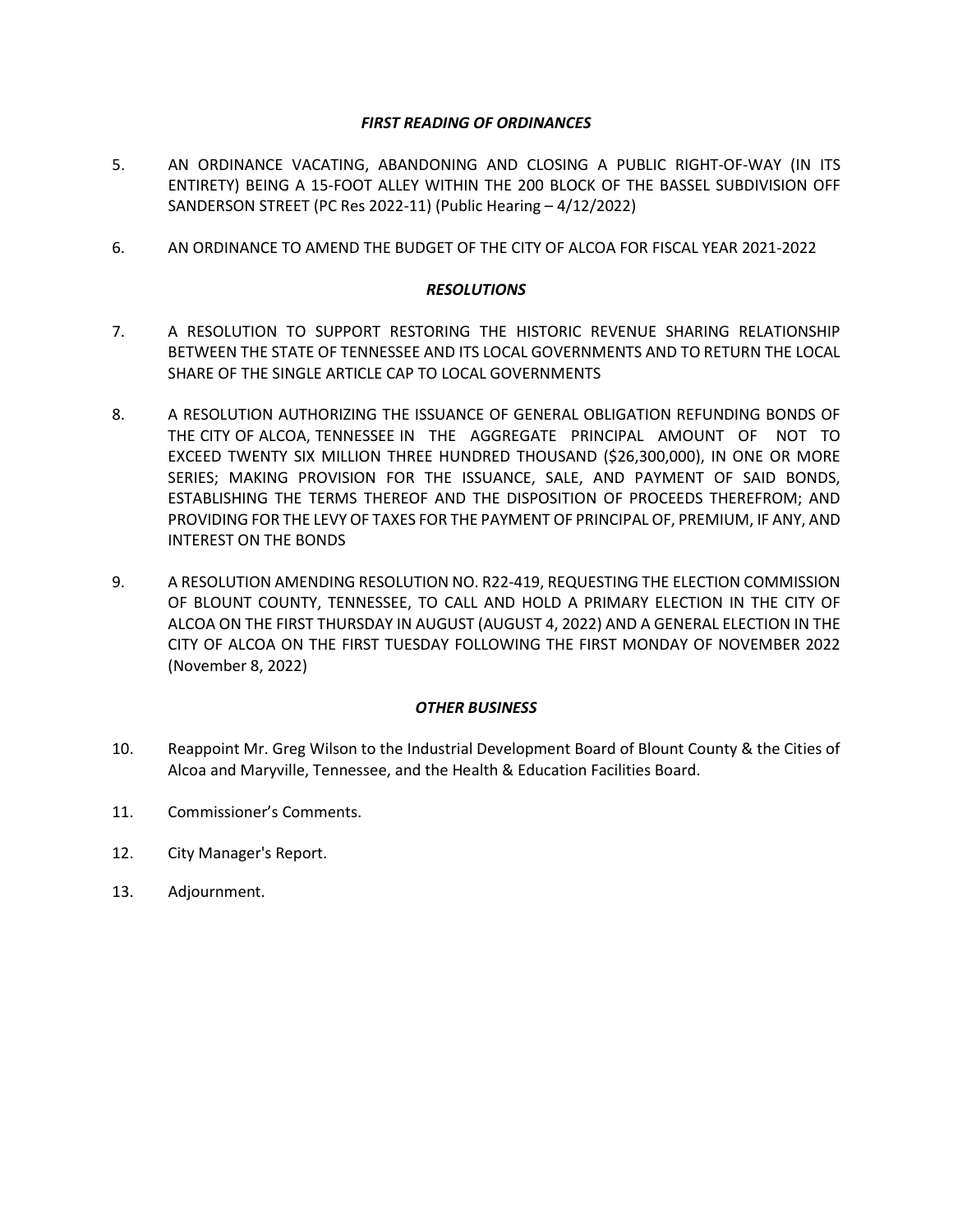### *FIRST READING OF ORDINANCES*

5. AN ORDINANCE VACATING, ABANDONING AND CLOSING A PUBLIC RIGHT-OF-WAY (IN ITS ENTIRETY) BEING A 15-FOOT ALLEY WITHIN THE 200 BLOCK OF THE BASSEL SUBDIVISION OFF SANDERSON STREET (PC Res 2022-11) (Public Hearing – 4/12/2022)

6. AN ORDINANCE TO AMEND THE BUDGET OF THE CITY OF ALCOA FOR FISCAL YEAR 2021-2022

### *RESOLUTIONS*

7. A RESOLUTION TO SUPPORT RESTORING THE HISTORIC REVENUE SHARING RELATIONSHIP BETWEEN THE STATE OF TENNESSEE AND ITS LOCAL GOVERNMENTS AND TO RETURN THE LOCAL SHARE OF THE SINGLE ARTICLE CAP TO LOCAL GOVERNMENTS

8. A RESOLUTION AUTHORIZING THE ISSUANCE OF GENERAL OBLIGATION REFUNDING BONDS OF THE CITY OF ALCOA, TENNESSEE IN THE AGGREGATE PRINCIPAL AMOUNT OF NOT TO EXCEED TWENTY SIX MILLION THREE HUNDRED THOUSAND ($26,300,000), IN ONE OR MORE SERIES; MAKING PROVISION FOR THE ISSUANCE, SALE, AND PAYMENT OF SAID BONDS, ESTABLISHING THE TERMS THEREOF AND THE DISPOSITION OF PROCEEDS THEREFROM; AND PROVIDING FOR THE LEVY OF TAXES FOR THE PAYMENT OF PRINCIPAL OF, PREMIUM, IF ANY, AND INTEREST ON THE BONDS

9. A RESOLUTION AMENDING RESOLUTION NO. R22-419, REQUESTING THE ELECTION COMMISSION OF BLOUNT COUNTY, TENNESSEE, TO CALL AND HOLD A PRIMARY ELECTION IN THE CITY OF ALCOA ON THE FIRST THURSDAY IN AUGUST (AUGUST 4, 2022) AND A GENERAL ELECTION IN THE CITY OF ALCOA ON THE FIRST TUESDAY FOLLOWING THE FIRST MONDAY OF NOVEMBER 2022 (November 8, 2022)

### *OTHER BUSINESS*

10. Reappoint Mr. Greg Wilson to the Industrial Development Board of Blount County & the Cities of Alcoa and Maryville, Tennessee, and the Health & Education Facilities Board.

11. Commissioner's Comments.

12. City Manager's Report.

13. Adjournment.